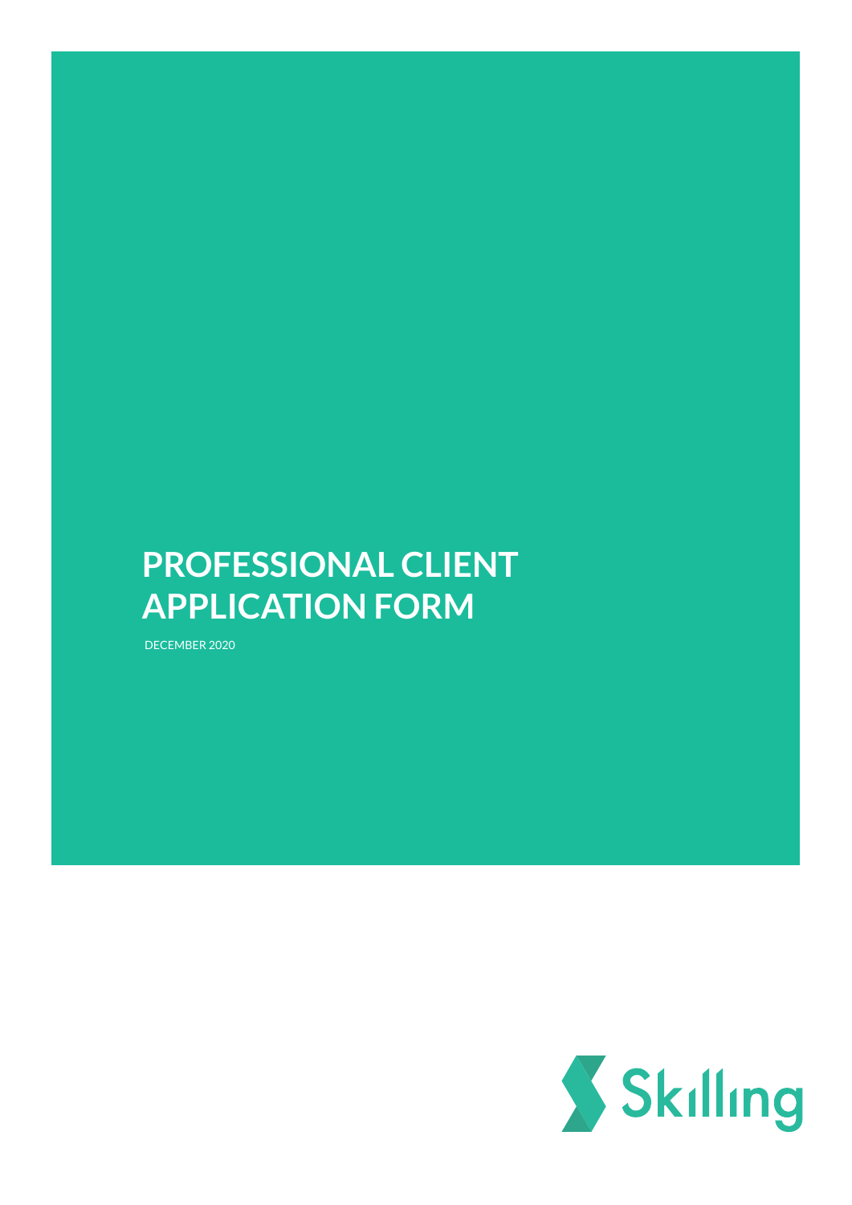# PROFESSIONAL CLIENT APPLICATION FORM

DECEMBER 2020

Skilling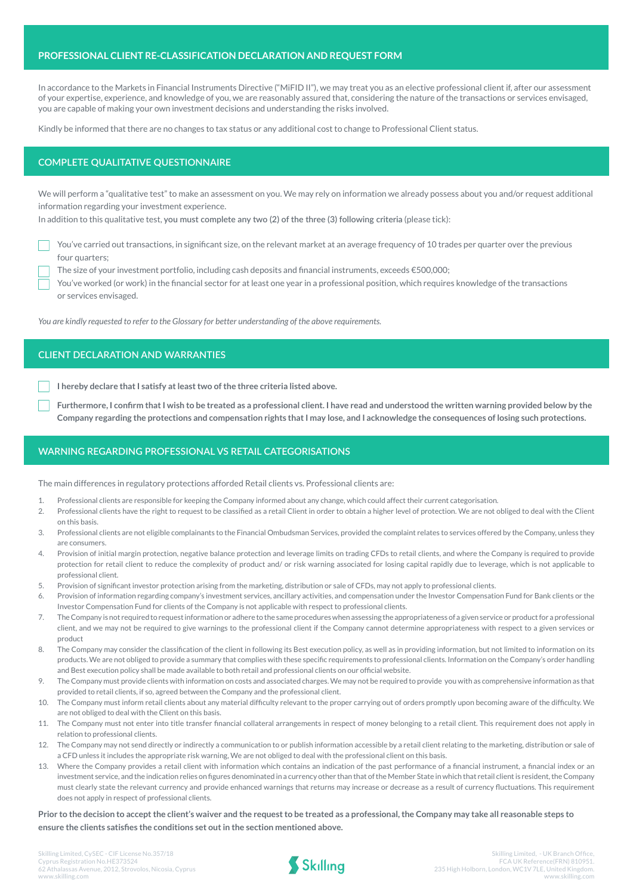## PROFESSIONAL CLIENT RE-CLASSIFICATION DECLARATION AND REQUEST FORM

In accordance to the Markets in Financial Instruments Directive ("MiFID II"), we may treat you as an elective professional client if, after our assessment of your expertise, experience, and knowledge of you, we are reasonably assured that, considering the nature of the transactions or services envisaged, you are capable of making your own investment decisions and understanding the risks involved.

Kindly be informed that there are no changes to tax status or any additional cost to change to Professional Client status.

## COMPLETE QUALITATIVE QUESTIONNAIRE

We will perform a "qualitative test" to make an assessment on you. We may rely on information we already possess about you and/or request additional information regarding your investment experience.

In addition to this qualitative test, you must complete any two (2) of the three (3) following criteria (please tick):

- ☐ You've carried out transactions, in significant size, on the relevant market at an average frequency of 10 trades per quarter over the previous four quarters;
- ☐ The size of your investment portfolio, including cash deposits and financial instruments, exceeds €500,000;
- ☐ You've worked (or work) in the financial sector for at least one year in a professional position, which requires knowledge of the transactions or services envisaged.

*You are kindly requested to refer to the Glossary for better understanding of the above requirements.*

## CLIENT DECLARATION AND WARRANTIES

- ☐ **I hereby declare that I satisfy at least two of the three criteria listed above.**
- ☐ **Furthermore, I confirm that I wish to be treated as a professional client. I have read and understood the written warning provided below by the Company regarding the protections and compensation rights that I may lose, and I acknowledge the consequences of losing such protections.**

## WARNING REGARDING PROFESSIONAL VS RETAIL CATEGORISATIONS

The main differences in regulatory protections afforded Retail clients vs. Professional clients are:

1. Professional clients are responsible for keeping the Company informed about any change, which could affect their current categorisation.
2. Professional clients have the right to request to be classified as a retail Client in order to obtain a higher level of protection. We are not obliged to deal with the Client on this basis.
3. Professional clients are not eligible complainants to the Financial Ombudsman Services, provided the complaint relates to services offered by the Company, unless they are consumers.
4. Provision of initial margin protection, negative balance protection and leverage limits on trading CFDs to retail clients, and where the Company is required to provide protection for retail client to reduce the complexity of product and/ or risk warning associated for losing capital rapidly due to leverage, which is not applicable to professional client.
5. Provision of significant investor protection arising from the marketing, distribution or sale of CFDs, may not apply to professional clients.
6. Provision of information regarding company's investment services, ancillary activities, and compensation under the Investor Compensation Fund for Bank clients or the Investor Compensation Fund for clients of the Company is not applicable with respect to professional clients.
7. The Company is not required to request information or adhere to the same procedures when assessing the appropriateness of a given service or product for a professional client, and we may not be required to give warnings to the professional client if the Company cannot determine appropriateness with respect to a given services or product
8. The Company may consider the classification of the client in following its Best execution policy, as well as in providing information, but not limited to information on its products. We are not obliged to provide a summary that complies with these specific requirements to professional clients. Information on the Company's order handling and Best execution policy shall be made available to both retail and professional clients on our official website.
9. The Company must provide clients with information on costs and associated charges. We may not be required to provide you with as comprehensive information as that provided to retail clients, if so, agreed between the Company and the professional client.
10. The Company must inform retail clients about any material difficulty relevant to the proper carrying out of orders promptly upon becoming aware of the difficulty. We are not obliged to deal with the Client on this basis.
11. The Company must not enter into title transfer financial collateral arrangements in respect of money belonging to a retail client. This requirement does not apply in relation to professional clients.
12. The Company may not send directly or indirectly a communication to or publish information accessible by a retail client relating to the marketing, distribution or sale of a CFD unless it includes the appropriate risk warning, We are not obliged to deal with the professional client on this basis.
13. Where the Company provides a retail client with information which contains an indication of the past performance of a financial instrument, a financial index or an investment service, and the indication relies on figures denominated in a currency other than that of the Member State in which that retail client is resident, the Company must clearly state the relevant currency and provide enhanced warnings that returns may increase or decrease as a result of currency fluctuations. This requirement does not apply in respect of professional clients.

**Prior to the decision to accept the client's waiver and the request to be treated as a professional, the Company may take all reasonable steps to ensure the clients satisfies the conditions set out in the section mentioned above.**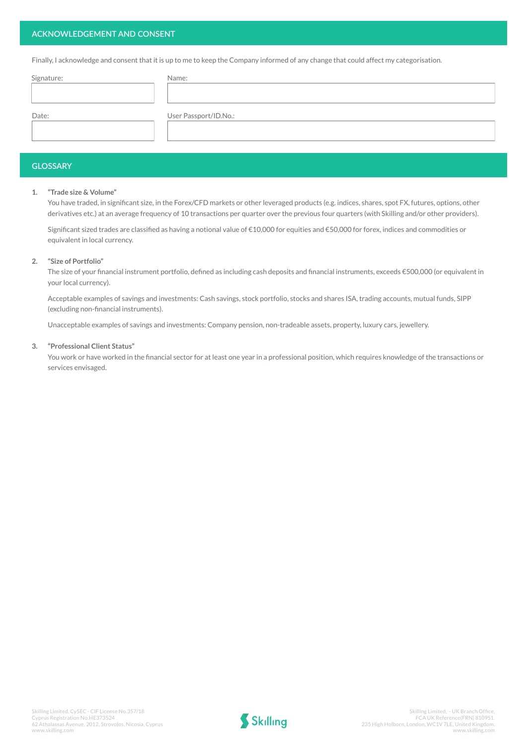## ACKNOWLEDGEMENT AND CONSENT

Finally, I acknowledge and consent that it is up to me to keep the Company informed of any change that could affect my categorisation.

| | |
|---|---|
| Signature: | Name: |
| Date: | User Passport/ID.No.: |

## GLOSSARY

1. **"Trade size & Volume"**
   You have traded, in significant size, in the Forex/CFD markets or other leveraged products (e.g. indices, shares, spot FX, futures, options, other derivatives etc.) at an average frequency of 10 transactions per quarter over the previous four quarters (with Skilling and/or other providers).

   Significant sized trades are classified as having a notional value of €10,000 for equities and €50,000 for forex, indices and commodities or equivalent in local currency.

2. **"Size of Portfolio"**
   The size of your financial instrument portfolio, defined as including cash deposits and financial instruments, exceeds €500,000 (or equivalent in your local currency).

   Acceptable examples of savings and investments: Cash savings, stock portfolio, stocks and shares ISA, trading accounts, mutual funds, SIPP (excluding non-financial instruments).

   Unacceptable examples of savings and investments: Company pension, non-tradeable assets, property, luxury cars, jewellery.

3. **"Professional Client Status"**
   You work or have worked in the financial sector for at least one year in a professional position, which requires knowledge of the transactions or services envisaged.